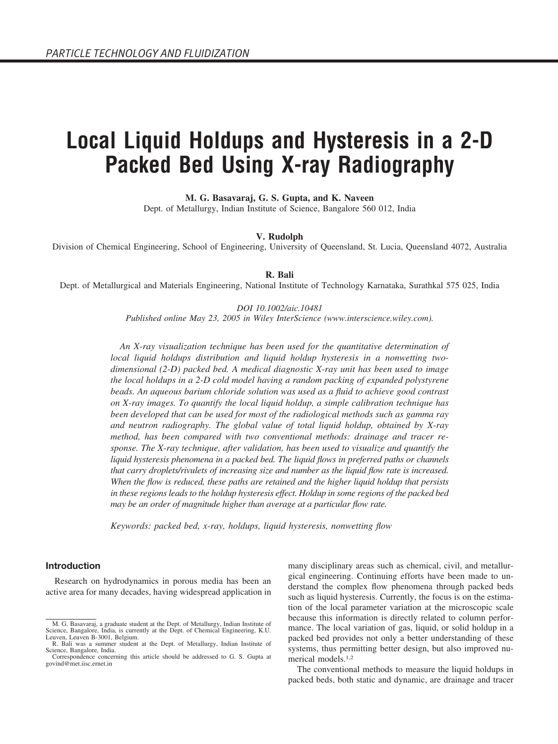# Local Liquid Holdups and Hysteresis in a 2-D Packed Bed Using X-ray Radiography

**M. G. Basavaraj, G. S. Gupta, and K. Naveen**
Dept. of Metallurgy, Indian Institute of Science, Bangalore 560 012, India

**V. Rudolph**
Division of Chemical Engineering, School of Engineering, University of Queensland, St. Lucia, Queensland 4072, Australia

**R. Bali**
Dept. of Metallurgical and Materials Engineering, National Institute of Technology Karnataka, Surathkal 575 025, India

*DOI 10.1002/aic.10481*
*Published online May 23, 2005 in Wiley InterScience (www.interscience.wiley.com).*

*An X-ray visualization technique has been used for the quantitative determination of local liquid holdups distribution and liquid holdup hysteresis in a nonwetting two-dimensional (2-D) packed bed. A medical diagnostic X-ray unit has been used to image the local holdups in a 2-D cold model having a random packing of expanded polystyrene beads. An aqueous barium chloride solution was used as a fluid to achieve good contrast on X-ray images. To quantify the local liquid holdup, a simple calibration technique has been developed that can be used for most of the radiological methods such as gamma ray and neutron radiography. The global value of total liquid holdup, obtained by X-ray method, has been compared with two conventional methods: drainage and tracer response. The X-ray technique, after validation, has been used to visualize and quantify the liquid hysteresis phenomena in a packed bed. The liquid flows in preferred paths or channels that carry droplets/rivulets of increasing size and number as the liquid flow rate is increased. When the flow is reduced, these paths are retained and the higher liquid holdup that persists in these regions leads to the holdup hysteresis effect. Holdup in some regions of the packed bed may be an order of magnitude higher than average at a particular flow rate.*

*Keywords: packed bed, x-ray, holdups, liquid hysteresis, nonwetting flow*

## Introduction

Research on hydrodynamics in porous media has been an active area for many decades, having widespread application in many disciplinary areas such as chemical, civil, and metallurgical engineering. Continuing efforts have been made to understand the complex flow phenomena through packed beds such as liquid hysteresis. Currently, the focus is on the estimation of the local parameter variation at the microscopic scale because this information is directly related to column performance. The local variation of gas, liquid, or solid holdup in a packed bed provides not only a better understanding of these systems, thus permitting better design, but also improved numerical models.[1,2]

The conventional methods to measure the liquid holdups in packed beds, both static and dynamic, are drainage and tracer

M. G. Basavaraj, a graduate student at the Dept. of Metallurgy, Indian Institute of Science, Bangalore, India, is currently at the Dept. of Chemical Engineering, K.U. Leuven, Leuven B-3001, Belgium.
R. Bali was a summer student at the Dept. of Metallurgy, Indian Institute of Science, Bangalore, India.
Correspondence concerning this article should be addressed to G. S. Gupta at govind@met.iisc.ernet.in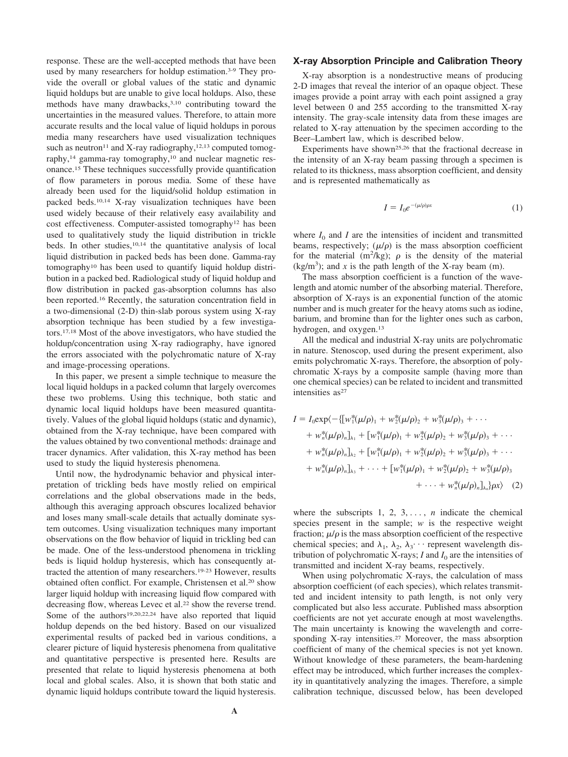response. These are the well-accepted methods that have been used by many researchers for holdup estimation.[3-9] They provide the overall or global values of the static and dynamic liquid holdups but are unable to give local holdups. Also, these methods have many drawbacks,[3,10] contributing toward the uncertainties in the measured values. Therefore, to attain more accurate results and the local value of liquid holdups in porous media many researchers have used visualization techniques such as neutron[11] and X-ray radiography,[12,13] computed tomography,[14] gamma-ray tomography,[10] and nuclear magnetic resonance.[15] These techniques successfully provide quantification of flow parameters in porous media. Some of these have already been used for the liquid/solid holdup estimation in packed beds.[10,14] X-ray visualization techniques have been used widely because of their relatively easy availability and cost effectiveness. Computer-assisted tomography[12] has been used to qualitatively study the liquid distribution in trickle beds. In other studies,[10,14] the quantitative analysis of local liquid distribution in packed beds has been done. Gamma-ray tomography[10] has been used to quantify liquid holdup distribution in a packed bed. Radiological study of liquid holdup and flow distribution in packed gas-absorption columns has also been reported.[16] Recently, the saturation concentration field in a two-dimensional (2-D) thin-slab porous system using X-ray absorption technique has been studied by a few investigators.[17,18] Most of the above investigators, who have studied the holdup/concentration using X-ray radiography, have ignored the errors associated with the polychromatic nature of X-ray and image-processing operations.

In this paper, we present a simple technique to measure the local liquid holdups in a packed column that largely overcomes these two problems. Using this technique, both static and dynamic local liquid holdups have been measured quantitatively. Values of the global liquid holdups (static and dynamic), obtained from the X-ray technique, have been compared with the values obtained by two conventional methods: drainage and tracer dynamics. After validation, this X-ray method has been used to study the liquid hysteresis phenomena.

Until now, the hydrodynamic behavior and physical interpretation of trickling beds have mostly relied on empirical correlations and the global observations made in the beds, although this averaging approach obscures localized behavior and loses many small-scale details that actually dominate system outcomes. Using visualization techniques many important observations on the flow behavior of liquid in trickling bed can be made. One of the less-understood phenomena in trickling beds is liquid holdup hysteresis, which has consequently attracted the attention of many researchers.[19-23] However, results obtained often conflict. For example, Christensen et al.[20] show larger liquid holdup with increasing liquid flow compared with decreasing flow, whereas Levec et al.[22] show the reverse trend. Some of the authors[19,20,22,24] have also reported that liquid holdup depends on the bed history. Based on our visualized experimental results of packed bed in various conditions, a clearer picture of liquid hysteresis phenomena from qualitative and quantitative perspective is presented here. Results are presented that relate to liquid hysteresis phenomena at both local and global scales. Also, it is shown that both static and dynamic liquid holdups contribute toward the liquid hysteresis.

## X-ray Absorption Principle and Calibration Theory

X-ray absorption is a nondestructive means of producing 2-D images that reveal the interior of an opaque object. These images provide a point array with each point assigned a gray level between 0 and 255 according to the transmitted X-ray intensity. The gray-scale intensity data from these images are related to X-ray attenuation by the specimen according to the Beer–Lambert law, which is described below.

Experiments have shown[25,26] that the fractional decrease in the intensity of an X-ray beam passing through a specimen is related to its thickness, mass absorption coefficient, and density and is represented mathematically as

$$I = I_0 e^{-(\mu/\rho)\rho x} \tag{1}$$

where $I_0$ and $I$ are the intensities of incident and transmitted beams, respectively; $(\mu/\rho)$ is the mass absorption coefficient for the material (m$^2$/kg); $\rho$ is the density of the material (kg/m$^3$); and $x$ is the path length of the X-ray beam (m).

The mass absorption coefficient is a function of the wavelength and atomic number of the absorbing material. Therefore, absorption of X-rays is an exponential function of the atomic number and is much greater for the heavy atoms such as iodine, barium, and bromine than for the lighter ones such as carbon, hydrogen, and oxygen.[13]

All the medical and industrial X-ray units are polychromatic in nature. Stenoscop, used during the present experiment, also emits polychromatic X-rays. Therefore, the absorption of polychromatic X-rays by a composite sample (having more than one chemical species) can be related to incident and transmitted intensities as[27]

$$\begin{aligned} I = I_0 \exp\langle -\{ & [w_1^*(\mu/\rho)_1 + w_2^*(\mu/\rho)_2 + w_3^*(\mu/\rho)_3 + \cdots \\ & + w_n^*(\mu/\rho)_n]_{\lambda_1} + [w_1^*(\mu/\rho)_1 + w_2^*(\mu/\rho)_2 + w_3^*(\mu/\rho)_3 + \cdots \\ & + w_n^*(\mu/\rho)_n]_{\lambda_2} + [w_1^*(\mu/\rho)_1 + w_2^*(\mu/\rho)_2 + w_3^*(\mu/\rho)_3 + \cdots \\ & + w_n^*(\mu/\rho)_n]_{\lambda_3} + \cdots + [w_1^*(\mu/\rho)_1 + w_2^*(\mu/\rho)_2 + w_3^*(\mu/\rho)_3 \\ & + \cdots + w_n^*(\mu/\rho)_n]_{\lambda_n} \} \rho x \rangle \end{aligned} \tag{2}$$

where the subscripts 1, 2, 3, . . . , $n$ indicate the chemical species present in the sample; $w$ is the respective weight fraction; $\mu/\rho$ is the mass absorption coefficient of the respective chemical species; and $\lambda_1$, $\lambda_2$, $\lambda_3 \cdots$ represent wavelength distribution of polychromatic X-rays; $I$ and $I_0$ are the intensities of transmitted and incident X-ray beams, respectively.

When using polychromatic X-rays, the calculation of mass absorption coefficient (of each species), which relates transmitted and incident intensity to path length, is not only very complicated but also less accurate. Published mass absorption coefficients are not yet accurate enough at most wavelengths. The main uncertainty is knowing the wavelength and corresponding X-ray intensities.[27] Moreover, the mass absorption coefficient of many of the chemical species is not yet known. Without knowledge of these parameters, the beam-hardening effect may be introduced, which further increases the complexity in quantitatively analyzing the images. Therefore, a simple calibration technique, discussed below, has been developed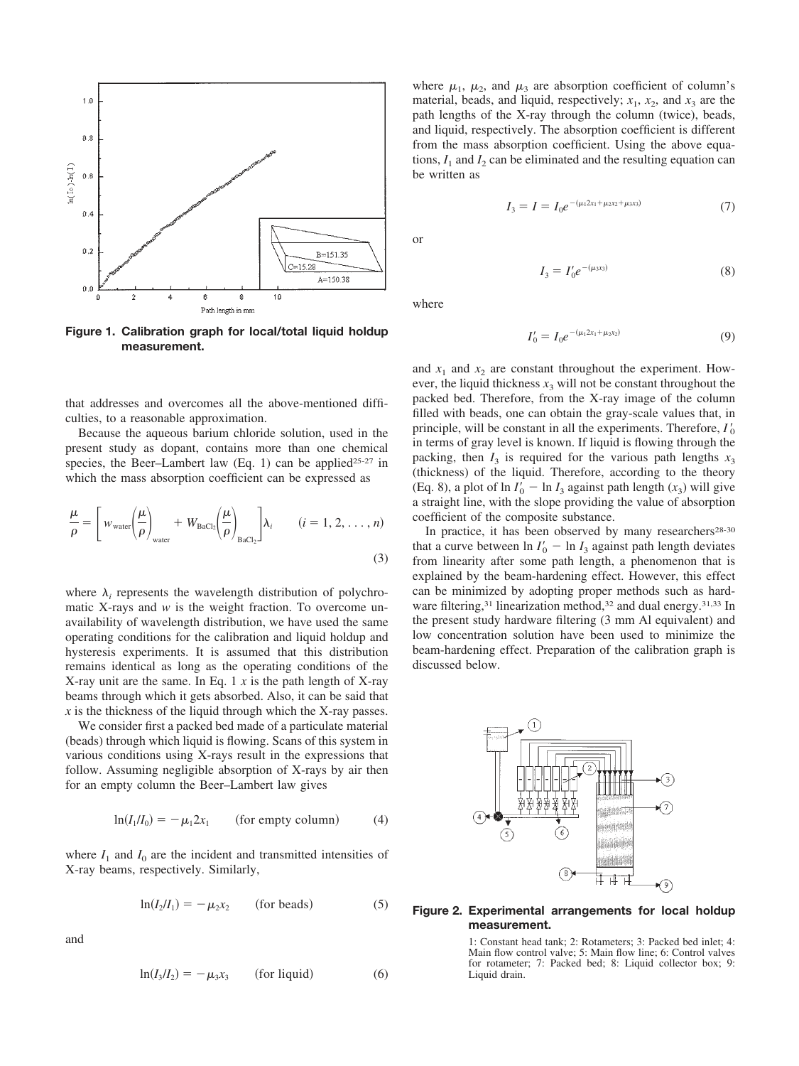1.0

0.8

0.6

0.4

0.2

0.0

0 2 4 6 8 10

Path length in mm

ln(Io)-ln(I)

B=151.35

C=15.28

A=150.38

**Figure 1. Calibration graph for local/total liquid holdup measurement.**

that addresses and overcomes all the above-mentioned difficulties, to a reasonable approximation.

Because the aqueous barium chloride solution, used in the present study as dopant, contains more than one chemical species, the Beer–Lambert law (Eq. 1) can be applied[25-27] in which the mass absorption coefficient can be expressed as

$$\frac{\mu}{\rho} = \left[ w_{\text{water}} \left( \frac{\mu}{\rho} \right)_{\text{water}} + W_{\text{BaCl}_2} \left( \frac{\mu}{\rho} \right)_{\text{BaCl}_2} \right] \lambda_i \qquad (i = 1, 2, \ldots, n) \tag{3}$$

where $\lambda_i$ represents the wavelength distribution of polychromatic X-rays and $w$ is the weight fraction. To overcome unavailability of wavelength distribution, we have used the same operating conditions for the calibration and liquid holdup and hysteresis experiments. It is assumed that this distribution remains identical as long as the operating conditions of the X-ray unit are the same. In Eq. 1 $x$ is the path length of X-ray beams through which it gets absorbed. Also, it can be said that $x$ is the thickness of the liquid through which the X-ray passes.

We consider first a packed bed made of a particulate material (beads) through which liquid is flowing. Scans of this system in various conditions using X-rays result in the expressions that follow. Assuming negligible absorption of X-rays by air then for an empty column the Beer–Lambert law gives

$$\ln(I_1/I_0) = -\mu_1 2x_1 \qquad \text{(for empty column)} \tag{4}$$

where $I_1$ and $I_0$ are the incident and transmitted intensities of X-ray beams, respectively. Similarly,

$$\ln(I_2/I_1) = -\mu_2 x_2 \qquad \text{(for beads)} \tag{5}$$

and

$$\ln(I_3/I_2) = -\mu_3 x_3 \qquad \text{(for liquid)} \tag{6}$$

where $\mu_1$, $\mu_2$, and $\mu_3$ are absorption coefficient of column's material, beads, and liquid, respectively; $x_1$, $x_2$, and $x_3$ are the path lengths of the X-ray through the column (twice), beads, and liquid, respectively. The absorption coefficient is different from the mass absorption coefficient. Using the above equations, $I_1$ and $I_2$ can be eliminated and the resulting equation can be written as

$$I_3 = I = I_0 e^{-(\mu_1 2x_1 + \mu_2 x_2 + \mu_3 x_3)} \tag{7}$$

or

$$I_3 = I_0' e^{-(\mu_3 x_3)} \tag{8}$$

where

$$I_0' = I_0 e^{-(\mu_1 2x_1 + \mu_2 x_2)} \tag{9}$$

and $x_1$ and $x_2$ are constant throughout the experiment. However, the liquid thickness $x_3$ will not be constant throughout the packed bed. Therefore, from the X-ray image of the column filled with beads, one can obtain the gray-scale values that, in principle, will be constant in all the experiments. Therefore, $I_0'$ in terms of gray level is known. If liquid is flowing through the packing, then $I_3$ is required for the various path lengths $x_3$ (thickness) of the liquid. Therefore, according to the theory (Eq. 8), a plot of $\ln I_0' - \ln I_3$ against path length ($x_3$) will give a straight line, with the slope providing the value of absorption coefficient of the composite substance.

In practice, it has been observed by many researchers[28-30] that a curve between $\ln I_0' - \ln I_3$ against path length deviates from linearity after some path length, a phenomenon that is explained by the beam-hardening effect. However, this effect can be minimized by adopting proper methods such as hardware filtering,[31] linearization method,[32] and dual energy.[31,33] In the present study hardware filtering (3 mm Al equivalent) and low concentration solution have been used to minimize the beam-hardening effect. Preparation of the calibration graph is discussed below.

1 2 3 4 5 6 7 8 9

**Figure 2. Experimental arrangements for local holdup measurement.**

1: Constant head tank; 2: Rotameters; 3: Packed bed inlet; 4: Main flow control valve; 5: Main flow line; 6: Control valves for rotameter; 7: Packed bed; 8: Liquid collector box; 9: Liquid drain.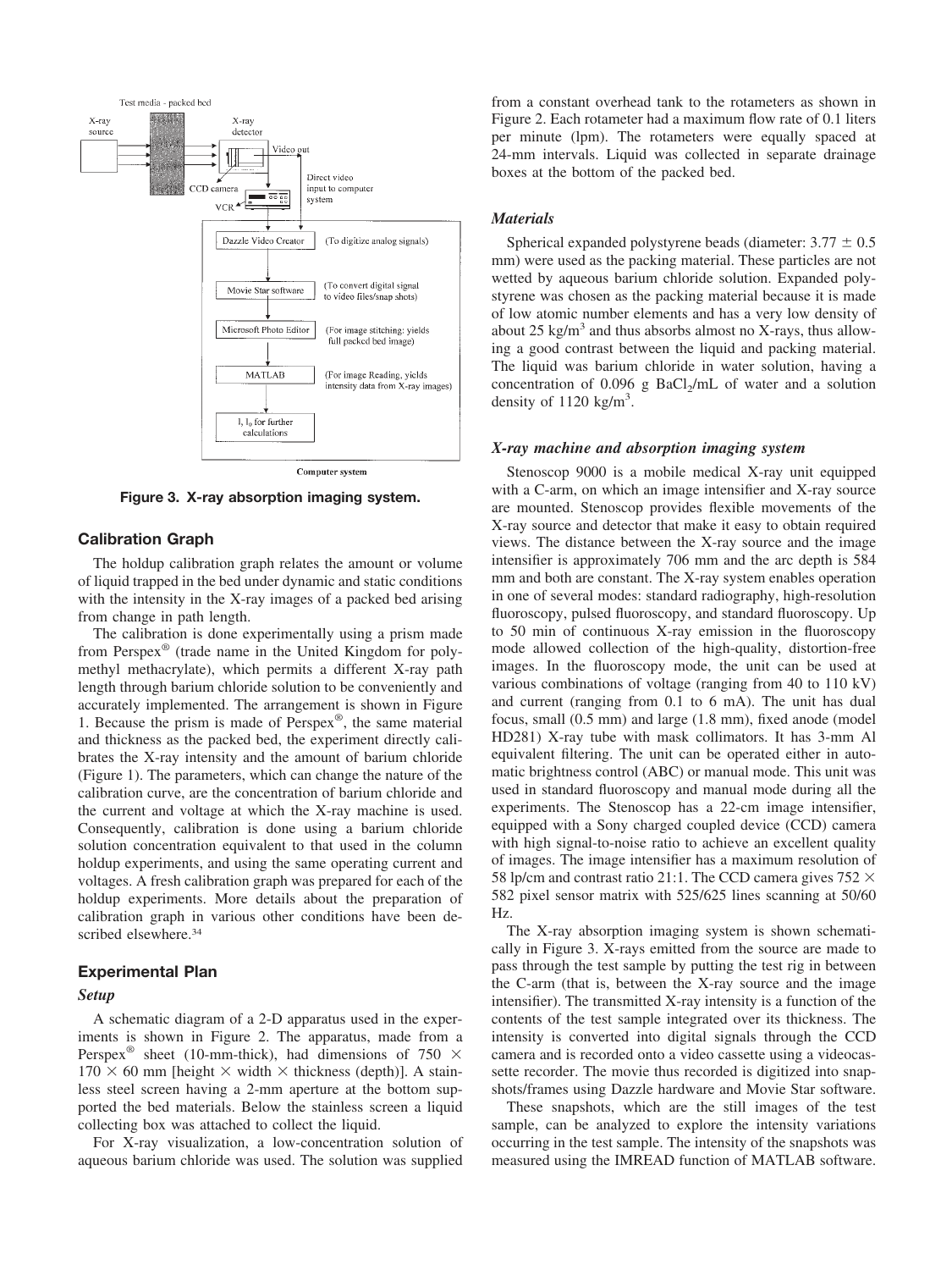Test media - packed bed

X-ray source

X-ray detector

Video out

CCD camera

Direct video input to computer system

VCR

Dazzle Video Creator

(To digitize analog signals)

Movie Star software

(To convert digital signal to video files/snap shots)

Microsoft Photo Editor

(For image stitching: yields full packed bed image)

MATLAB

(For image Reading, yields intensity data from X-ray images)

I, $I_0$ for further calculations

Computer system

**Figure 3. X-ray absorption imaging system.**

## Calibration Graph

The holdup calibration graph relates the amount or volume of liquid trapped in the bed under dynamic and static conditions with the intensity in the X-ray images of a packed bed arising from change in path length.

The calibration is done experimentally using a prism made from Perspex® (trade name in the United Kingdom for polymethyl methacrylate), which permits a different X-ray path length through barium chloride solution to be conveniently and accurately implemented. The arrangement is shown in Figure 1. Because the prism is made of Perspex®, the same material and thickness as the packed bed, the experiment directly calibrates the X-ray intensity and the amount of barium chloride (Figure 1). The parameters, which can change the nature of the calibration curve, are the concentration of barium chloride and the current and voltage at which the X-ray machine is used. Consequently, calibration is done using a barium chloride solution concentration equivalent to that used in the column holdup experiments, and using the same operating current and voltages. A fresh calibration graph was prepared for each of the holdup experiments. More details about the preparation of calibration graph in various other conditions have been described elsewhere.[34]

## Experimental Plan

### *Setup*

A schematic diagram of a 2-D apparatus used in the experiments is shown in Figure 2. The apparatus, made from a Perspex® sheet (10-mm-thick), had dimensions of 750 × 170 × 60 mm [height × width × thickness (depth)]. A stainless steel screen having a 2-mm aperture at the bottom supported the bed materials. Below the stainless screen a liquid collecting box was attached to collect the liquid.

For X-ray visualization, a low-concentration solution of aqueous barium chloride was used. The solution was supplied from a constant overhead tank to the rotameters as shown in Figure 2. Each rotameter had a maximum flow rate of 0.1 liters per minute (lpm). The rotameters were equally spaced at 24-mm intervals. Liquid was collected in separate drainage boxes at the bottom of the packed bed.

### *Materials*

Spherical expanded polystyrene beads (diameter: 3.77 ± 0.5 mm) were used as the packing material. These particles are not wetted by aqueous barium chloride solution. Expanded polystyrene was chosen as the packing material because it is made of low atomic number elements and has a very low density of about 25 kg/m$^3$ and thus absorbs almost no X-rays, thus allowing a good contrast between the liquid and packing material. The liquid was barium chloride in water solution, having a concentration of 0.096 g $BaCl_2$/mL of water and a solution density of 1120 kg/m$^3$.

### *X-ray machine and absorption imaging system*

Stenoscop 9000 is a mobile medical X-ray unit equipped with a C-arm, on which an image intensifier and X-ray source are mounted. Stenoscop provides flexible movements of the X-ray source and detector that make it easy to obtain required views. The distance between the X-ray source and the image intensifier is approximately 706 mm and the arc depth is 584 mm and both are constant. The X-ray system enables operation in one of several modes: standard radiography, high-resolution fluoroscopy, pulsed fluoroscopy, and standard fluoroscopy. Up to 50 min of continuous X-ray emission in the fluoroscopy mode allowed collection of the high-quality, distortion-free images. In the fluoroscopy mode, the unit can be used at various combinations of voltage (ranging from 40 to 110 kV) and current (ranging from 0.1 to 6 mA). The unit has dual focus, small (0.5 mm) and large (1.8 mm), fixed anode (model HD281) X-ray tube with mask collimators. It has 3-mm Al equivalent filtering. The unit can be operated either in automatic brightness control (ABC) or manual mode. This unit was used in standard fluoroscopy and manual mode during all the experiments. The Stenoscop has a 22-cm image intensifier, equipped with a Sony charged coupled device (CCD) camera with high signal-to-noise ratio to achieve an excellent quality of images. The image intensifier has a maximum resolution of 58 lp/cm and contrast ratio 21:1. The CCD camera gives 752 × 582 pixel sensor matrix with 525/625 lines scanning at 50/60 Hz.

The X-ray absorption imaging system is shown schematically in Figure 3. X-rays emitted from the source are made to pass through the test sample by putting the test rig in between the C-arm (that is, between the X-ray source and the image intensifier). The transmitted X-ray intensity is a function of the contents of the test sample integrated over its thickness. The intensity is converted into digital signals through the CCD camera and is recorded onto a video cassette using a videocassette recorder. The movie thus recorded is digitized into snapshots/frames using Dazzle hardware and Movie Star software.

These snapshots, which are the still images of the test sample, can be analyzed to explore the intensity variations occurring in the test sample. The intensity of the snapshots was measured using the IMREAD function of MATLAB software.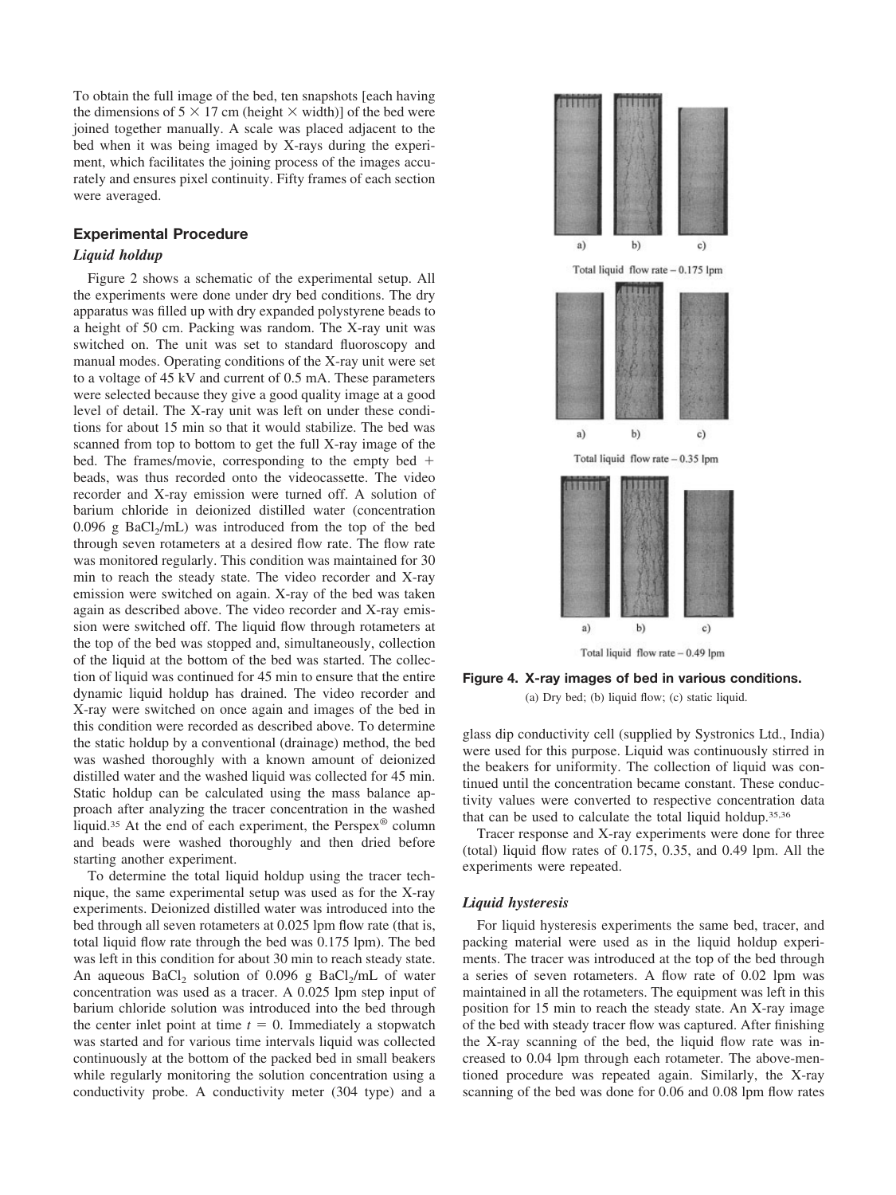To obtain the full image of the bed, ten snapshots [each having the dimensions of $5 \times 17$ cm (height $\times$ width)] of the bed were joined together manually. A scale was placed adjacent to the bed when it was being imaged by X-rays during the experiment, which facilitates the joining process of the images accurately and ensures pixel continuity. Fifty frames of each section were averaged.

## Experimental Procedure

### *Liquid holdup*

Figure 2 shows a schematic of the experimental setup. All the experiments were done under dry bed conditions. The dry apparatus was filled up with dry expanded polystyrene beads to a height of 50 cm. Packing was random. The X-ray unit was switched on. The unit was set to standard fluoroscopy and manual modes. Operating conditions of the X-ray unit were set to a voltage of 45 kV and current of 0.5 mA. These parameters were selected because they give a good quality image at a good level of detail. The X-ray unit was left on under these conditions for about 15 min so that it would stabilize. The bed was scanned from top to bottom to get the full X-ray image of the bed. The frames/movie, corresponding to the empty bed + beads, was thus recorded onto the videocassette. The video recorder and X-ray emission were turned off. A solution of barium chloride in deionized distilled water (concentration 0.096 g $BaCl_2$/mL) was introduced from the top of the bed through seven rotameters at a desired flow rate. The flow rate was monitored regularly. This condition was maintained for 30 min to reach the steady state. The video recorder and X-ray emission were switched on again. X-ray of the bed was taken again as described above. The video recorder and X-ray emission were switched off. The liquid flow through rotameters at the top of the bed was stopped and, simultaneously, collection of the liquid at the bottom of the bed was started. The collection of liquid was continued for 45 min to ensure that the entire dynamic liquid holdup has drained. The video recorder and X-ray were switched on once again and images of the bed in this condition were recorded as described above. To determine the static holdup by a conventional (drainage) method, the bed was washed thoroughly with a known amount of deionized distilled water and the washed liquid was collected for 45 min. Static holdup can be calculated using the mass balance approach after analyzing the tracer concentration in the washed liquid.[35] At the end of each experiment, the Perspex® column and beads were washed thoroughly and then dried before starting another experiment.

To determine the total liquid holdup using the tracer technique, the same experimental setup was used as for the X-ray experiments. Deionized distilled water was introduced into the bed through all seven rotameters at 0.025 lpm flow rate (that is, total liquid flow rate through the bed was 0.175 lpm). The bed was left in this condition for about 30 min to reach steady state. An aqueous $BaCl_2$ solution of 0.096 g $BaCl_2$/mL of water concentration was used as a tracer. A 0.025 lpm step input of barium chloride solution was introduced into the bed through the center inlet point at time $t = 0$. Immediately a stopwatch was started and for various time intervals liquid was collected continuously at the bottom of the packed bed in small beakers while regularly monitoring the solution concentration using a conductivity probe. A conductivity meter (304 type) and a glass dip conductivity cell (supplied by Systronics Ltd., India) were used for this purpose. Liquid was continuously stirred in the beakers for uniformity. The collection of liquid was continued until the concentration became constant. These conductivity values were converted to respective concentration data that can be used to calculate the total liquid holdup.[35,36]

Tracer response and X-ray experiments were done for three (total) liquid flow rates of 0.175, 0.35, and 0.49 lpm. All the experiments were repeated.

a) b) c)

Total liquid flow rate – 0.175 lpm

a) b) c)

Total liquid flow rate – 0.35 lpm

a) b) c)

Total liquid flow rate – 0.49 lpm

**Figure 4. X-ray images of bed in various conditions.**
(a) Dry bed; (b) liquid flow; (c) static liquid.

### *Liquid hysteresis*

For liquid hysteresis experiments the same bed, tracer, and packing material were used as in the liquid holdup experiments. The tracer was introduced at the top of the bed through a series of seven rotameters. A flow rate of 0.02 lpm was maintained in all the rotameters. The equipment was left in this position for 15 min to reach the steady state. An X-ray image of the bed with steady tracer flow was captured. After finishing the X-ray scanning of the bed, the liquid flow rate was increased to 0.04 lpm through each rotameter. The above-mentioned procedure was repeated again. Similarly, the X-ray scanning of the bed was done for 0.06 and 0.08 lpm flow rates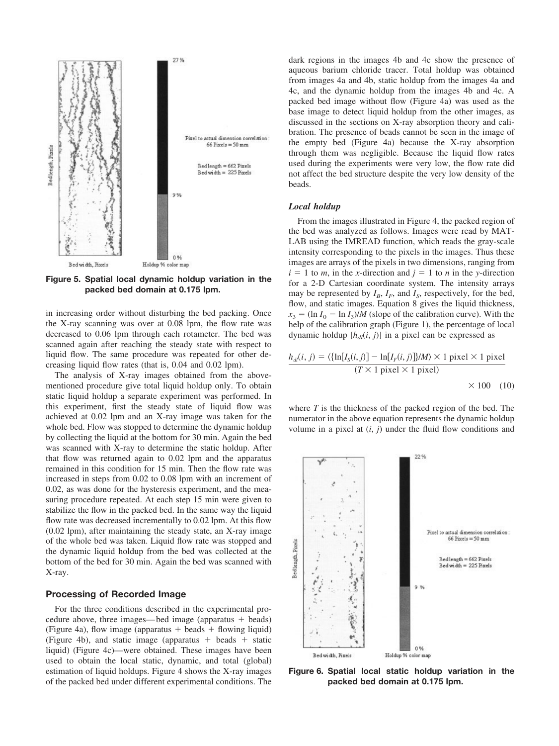27 %

Pixel to actual dimension correlation : 66 Pixels = 50 mm

Bed length = 662 Pixels
Bed width = 225 Pixels

9 %

0 %

Bedlength, Pixels

Bed width, Pixels

Holdup % color map

**Figure 5. Spatial local dynamic holdup variation in the packed bed domain at 0.175 lpm.**

in increasing order without disturbing the bed packing. Once the X-ray scanning was over at 0.08 lpm, the flow rate was decreased to 0.06 lpm through each rotameter. The bed was scanned again after reaching the steady state with respect to liquid flow. The same procedure was repeated for other decreasing liquid flow rates (that is, 0.04 and 0.02 lpm).

The analysis of X-ray images obtained from the above-mentioned procedure give total liquid holdup only. To obtain static liquid holdup a separate experiment was performed. In this experiment, first the steady state of liquid flow was achieved at 0.02 lpm and an X-ray image was taken for the whole bed. Flow was stopped to determine the dynamic holdup by collecting the liquid at the bottom for 30 min. Again the bed was scanned with X-ray to determine the static holdup. After that flow was returned again to 0.02 lpm and the apparatus remained in this condition for 15 min. Then the flow rate was increased in steps from 0.02 to 0.08 lpm with an increment of 0.02, as was done for the hysteresis experiment, and the measuring procedure repeated. At each step 15 min were given to stabilize the flow in the packed bed. In the same way the liquid flow rate was decreased incrementally to 0.02 lpm. At this flow (0.02 lpm), after maintaining the steady state, an X-ray image of the whole bed was taken. Liquid flow rate was stopped and the dynamic liquid holdup from the bed was collected at the bottom of the bed for 30 min. Again the bed was scanned with X-ray.

## Processing of Recorded Image

For the three conditions described in the experimental procedure above, three images—bed image (apparatus + beads) (Figure 4a), flow image (apparatus + beads + flowing liquid) (Figure 4b), and static image (apparatus + beads + static liquid) (Figure 4c)—were obtained. These images have been used to obtain the local static, dynamic, and total (global) estimation of liquid holdups. Figure 4 shows the X-ray images of the packed bed under different experimental conditions. The dark regions in the images 4b and 4c show the presence of aqueous barium chloride tracer. Total holdup was obtained from images 4a and 4b, static holdup from the images 4a and 4c, and the dynamic holdup from the images 4b and 4c. A packed bed image without flow (Figure 4a) was used as the base image to detect liquid holdup from the other images, as discussed in the sections on X-ray absorption theory and calibration. The presence of beads cannot be seen in the image of the empty bed (Figure 4a) because the X-ray absorption through them was negligible. Because the liquid flow rates used during the experiments were very low, the flow rate did not affect the bed structure despite the very low density of the beads.

### *Local holdup*

From the images illustrated in Figure 4, the packed region of the bed was analyzed as follows. Images were read by MATLAB using the IMREAD function, which reads the gray-scale intensity corresponding to the pixels in the images. Thus these images are arrays of the pixels in two dimensions, ranging from $i = 1$ to $m$, in the $x$-direction and $j = 1$ to $n$ in the $y$-direction for a 2-D Cartesian coordinate system. The intensity arrays may be represented by $I_B$, $I_F$, and $I_S$, respectively, for the bed, flow, and static images. Equation 8 gives the liquid thickness, $x_3 = (\ln I_0 - \ln I_3)/M$ (slope of the calibration curve). With the help of the calibration graph (Figure 1), the percentage of local dynamic holdup $[h_{dl}(i, j)]$ in a pixel can be expressed as

$$h_{dl}(i, j) = \frac{\langle\{\ln[I_S(i, j)] - \ln[I_F(i, j)]\}/M\rangle \times 1 \text{ pixel} \times 1 \text{ pixel}}{(T \times 1 \text{ pixel} \times 1 \text{ pixel})} \times 100 \quad (10)$$

where $T$ is the thickness of the packed region of the bed. The numerator in the above equation represents the dynamic holdup volume in a pixel at $(i, j)$ under the fluid flow conditions and

22 %

Pixel to actual dimension correlation : 66 Pixels = 50 mm

Bed length = 662 Pixels
Bed width = 225 Pixels

9 %

0 %

Bedlength, Pixels

Bed width, Pixels

Holdup % color map

**Figure 6. Spatial local static holdup variation in the packed bed domain at 0.175 lpm.**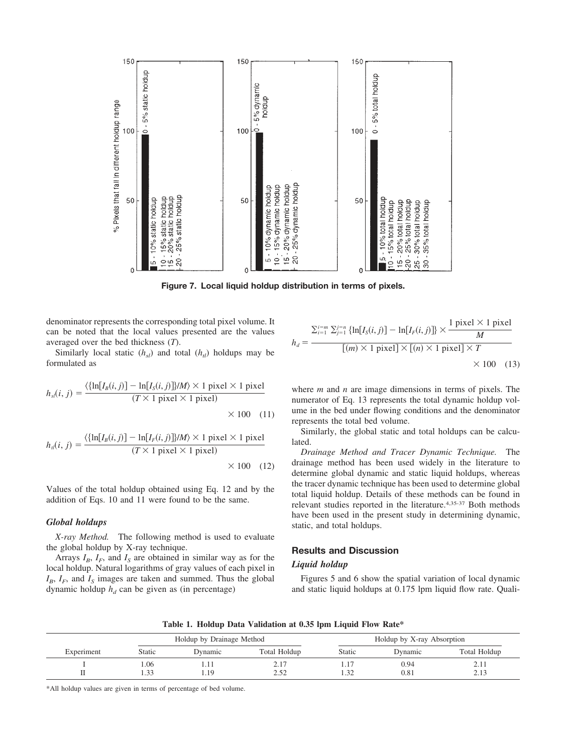150

100

50

0

% Pixels that fall in different holdup range

0 - 5% static holdup

5 - 10% static holdup

10 - 15% static holdup

15 - 20% static holdup

20 - 25% static holdup

150

100

50

0

0 - 5% dynamic holdup

5 - 10% dynamic holdup

10 - 15% dynamic holdup

15 - 20% dynamic holdup

20 - 25% dynamic holdup

150

100

50

0

0 - 5% total holdup

5 - 10% total holdup

10 - 15% total holdup

15 - 20% total holdup

20 - 25% total holdup

25 - 30% total holdup

30 - 35% total holdup

**Figure 7. Local liquid holdup distribution in terms of pixels.**

denominator represents the corresponding total pixel volume. It can be noted that the local values presented are the values averaged over the bed thickness ($T$).

Similarly local static ($h_{sl}$) and total ($h_{tl}$) holdups may be formulated as

$$h_{sl}(i, j) = \frac{\langle \{\ln[I_B(i, j)] - \ln[I_S(i, j)]\}/M \rangle \times 1 \text{ pixel} \times 1 \text{ pixel}}{(T \times 1 \text{ pixel} \times 1 \text{ pixel})} \times 100 \quad (11)$$

$$h_{tl}(i, j) = \frac{\langle \{\ln[I_B(i, j)] - \ln[I_F(i, j)]\}/M \rangle \times 1 \text{ pixel} \times 1 \text{ pixel}}{(T \times 1 \text{ pixel} \times 1 \text{ pixel})} \times 100 \quad (12)$$

Values of the total holdup obtained using Eq. 12 and by the addition of Eqs. 10 and 11 were found to be the same.

### Global holdups

*X-ray Method.* The following method is used to evaluate the global holdup by X-ray technique.

Arrays $I_B$, $I_F$, and $I_S$ are obtained in similar way as for the local holdup. Natural logarithms of gray values of each pixel in $I_B$, $I_F$, and $I_S$ images are taken and summed. Thus the global dynamic holdup $h_d$ can be given as (in percentage)

$$h_d = \frac{\sum_{i=1}^{i=m} \sum_{j=1}^{j=n} \{\ln[I_S(i, j)] - \ln[I_F(i, j)]\} \times \dfrac{1 \text{ pixel} \times 1 \text{ pixel}}{M}}{[(m) \times 1 \text{ pixel}] \times [(n) \times 1 \text{ pixel}] \times T} \times 100 \quad (13)$$

where $m$ and $n$ are image dimensions in terms of pixels. The numerator of Eq. 13 represents the total dynamic holdup volume in the bed under flowing conditions and the denominator represents the total bed volume.

Similarly, the global static and total holdups can be calculated.

*Drainage Method and Tracer Dynamic Technique.* The drainage method has been used widely in the literature to determine global dynamic and static liquid holdups, whereas the tracer dynamic technique has been used to determine global total liquid holdup. Details of these methods can be found in relevant studies reported in the literature.[4,35-37] Both methods have been used in the present study in determining dynamic, static, and total holdups.

## Results and Discussion

### Liquid holdup

Figures 5 and 6 show the spatial variation of local dynamic and static liquid holdups at 0.175 lpm liquid flow rate. Quali-

**Table 1. Holdup Data Validation at 0.35 lpm Liquid Flow Rate***

| | Holdup by Drainage Method | | | Holdup by X-ray Absorption | | |
|---|---|---|---|---|---|---|
| Experiment | Static | Dynamic | Total Holdup | Static | Dynamic | Total Holdup |
| I | 1.06 | 1.11 | 2.17 | 1.17 | 0.94 | 2.11 |
| II | 1.33 | 1.19 | 2.52 | 1.32 | 0.81 | 2.13 |

*All holdup values are given in terms of percentage of bed volume.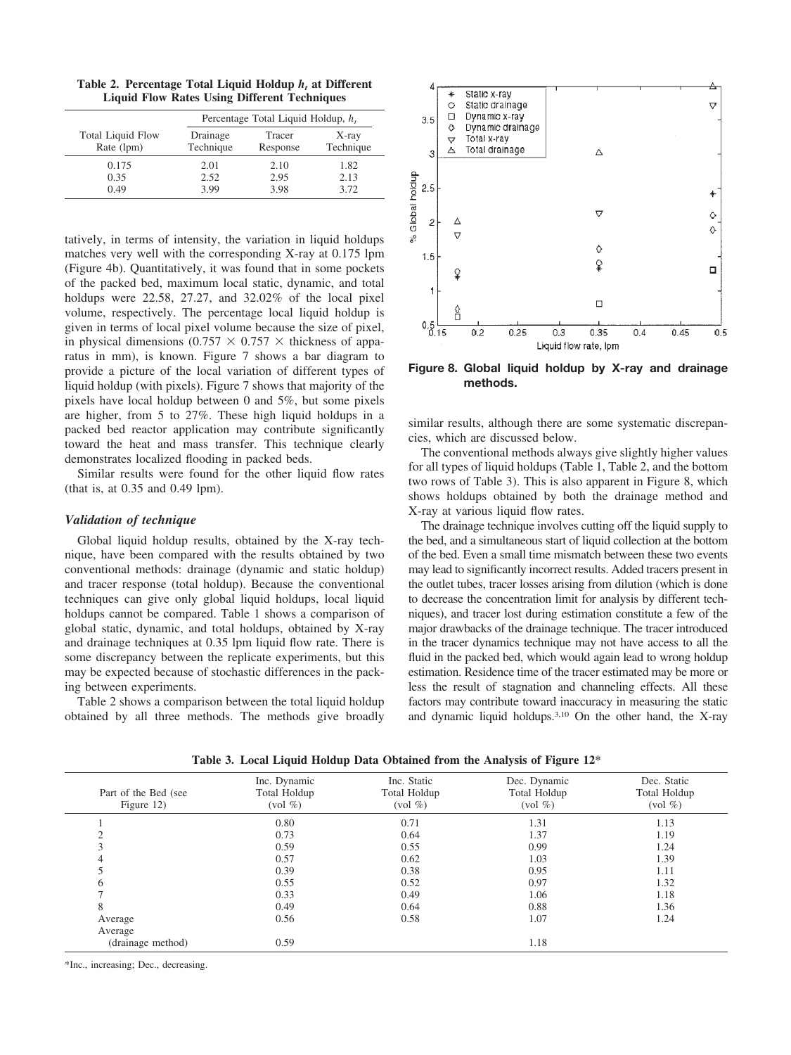**Table 2. Percentage Total Liquid Holdup $h_t$ at Different Liquid Flow Rates Using Different Techniques**

| Total Liquid Flow Rate (lpm) | Percentage Total Liquid Holdup, $h_t$ | | |
|---|---|---|---|
| | Drainage Technique | Tracer Response | X-ray Technique |
| 0.175 | 2.01 | 2.10 | 1.82 |
| 0.35 | 2.52 | 2.95 | 2.13 |
| 0.49 | 3.99 | 3.98 | 3.72 |

tatively, in terms of intensity, the variation in liquid holdups matches very well with the corresponding X-ray at 0.175 lpm (Figure 4b). Quantitatively, it was found that in some pockets of the packed bed, maximum local static, dynamic, and total holdups were 22.58, 27.27, and 32.02% of the local pixel volume, respectively. The percentage local liquid holdup is given in terms of local pixel volume because the size of pixel, in physical dimensions (0.757 × 0.757 × thickness of apparatus in mm), is known. Figure 7 shows a bar diagram to provide a picture of the local variation of different types of liquid holdup (with pixels). Figure 7 shows that majority of the pixels have local holdup between 0 and 5%, but some pixels are higher, from 5 to 27%. These high liquid holdups in a packed bed reactor application may contribute significantly toward the heat and mass transfer. This technique clearly demonstrates localized flooding in packed beds.

Similar results were found for the other liquid flow rates (that is, at 0.35 and 0.49 lpm).

### *Validation of technique*

Global liquid holdup results, obtained by the X-ray technique, have been compared with the results obtained by two conventional methods: drainage (dynamic and static holdup) and tracer response (total holdup). Because the conventional techniques can give only global liquid holdups, local liquid holdups cannot be compared. Table 1 shows a comparison of global static, dynamic, and total holdups, obtained by X-ray and drainage techniques at 0.35 lpm liquid flow rate. There is some discrepancy between the replicate experiments, but this may be expected because of stochastic differences in the packing between experiments.

Table 2 shows a comparison between the total liquid holdup obtained by all three methods. The methods give broadly

Static x-ray
Static drainage
Dynamic x-ray
Dynamic drainage
Total x-ray
Total drainage
% Global holdup
Liquid flow rate, lpm
0.15 0.2 0.25 0.3 0.35 0.4 0.45 0.5
0.5 1 1.5 2 2.5 3 3.5 4

**Figure 8. Global liquid holdup by X-ray and drainage methods.**

similar results, although there are some systematic discrepancies, which are discussed below.

The conventional methods always give slightly higher values for all types of liquid holdups (Table 1, Table 2, and the bottom two rows of Table 3). This is also apparent in Figure 8, which shows holdups obtained by both the drainage method and X-ray at various liquid flow rates.

The drainage technique involves cutting off the liquid supply to the bed, and a simultaneous start of liquid collection at the bottom of the bed. Even a small time mismatch between these two events may lead to significantly incorrect results. Added tracers present in the outlet tubes, tracer losses arising from dilution (which is done to decrease the concentration limit for analysis by different techniques), and tracer lost during estimation constitute a few of the major drawbacks of the drainage technique. The tracer introduced in the tracer dynamics technique may not have access to all the fluid in the packed bed, which would again lead to wrong holdup estimation. Residence time of the tracer estimated may be more or less the result of stagnation and channeling effects. All these factors may contribute toward inaccuracy in measuring the static and dynamic liquid holdups.[3,10] On the other hand, the X-ray

**Table 3. Local Liquid Holdup Data Obtained from the Analysis of Figure 12***

| Part of the Bed (see Figure 12) | Inc. Dynamic Total Holdup (vol %) | Inc. Static Total Holdup (vol %) | Dec. Dynamic Total Holdup (vol %) | Dec. Static Total Holdup (vol %) |
|---|---|---|---|---|
| 1 | 0.80 | 0.71 | 1.31 | 1.13 |
| 2 | 0.73 | 0.64 | 1.37 | 1.19 |
| 3 | 0.59 | 0.55 | 0.99 | 1.24 |
| 4 | 0.57 | 0.62 | 1.03 | 1.39 |
| 5 | 0.39 | 0.38 | 0.95 | 1.11 |
| 6 | 0.55 | 0.52 | 0.97 | 1.32 |
| 7 | 0.33 | 0.49 | 1.06 | 1.18 |
| 8 | 0.49 | 0.64 | 0.88 | 1.36 |
| Average | 0.56 | 0.58 | 1.07 | 1.24 |
| Average (drainage method) | 0.59 | | 1.18 | |

*Inc., increasing; Dec., decreasing.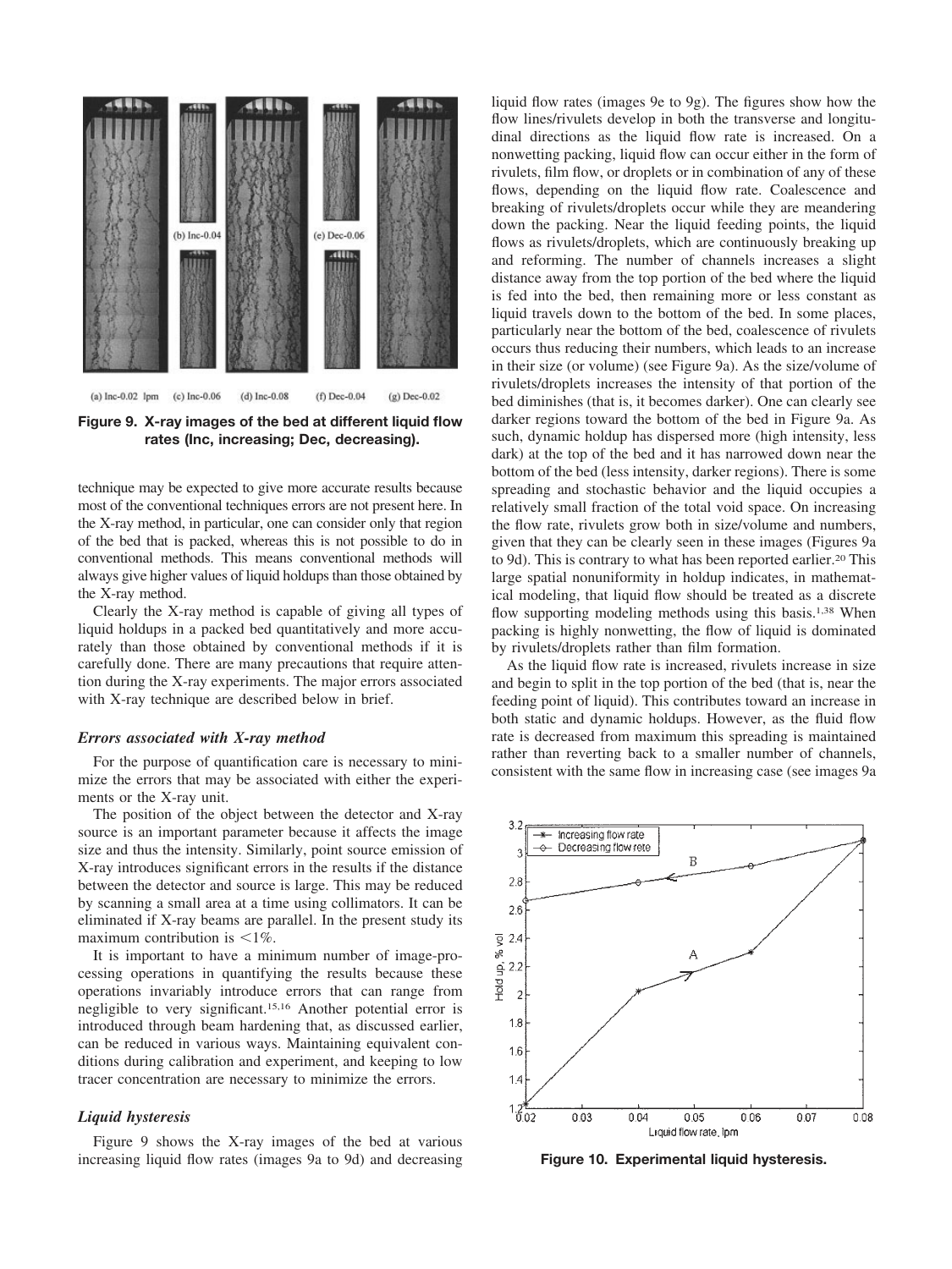(a) Inc-0.02 lpm (b) Inc-0.04 (c) Inc-0.06 (d) Inc-0.08 (e) Dec-0.06 (f) Dec-0.04 (g) Dec-0.02

**Figure 9. X-ray images of the bed at different liquid flow rates (Inc, increasing; Dec, decreasing).**

technique may be expected to give more accurate results because most of the conventional techniques errors are not present here. In the X-ray method, in particular, one can consider only that region of the bed that is packed, whereas this is not possible to do in conventional methods. This means conventional methods will always give higher values of liquid holdups than those obtained by the X-ray method.

Clearly the X-ray method is capable of giving all types of liquid holdups in a packed bed quantitatively and more accurately than those obtained by conventional methods if it is carefully done. There are many precautions that require attention during the X-ray experiments. The major errors associated with X-ray technique are described below in brief.

### *Errors associated with X-ray method*

For the purpose of quantification care is necessary to minimize the errors that may be associated with either the experiments or the X-ray unit.

The position of the object between the detector and X-ray source is an important parameter because it affects the image size and thus the intensity. Similarly, point source emission of X-ray introduces significant errors in the results if the distance between the detector and source is large. This may be reduced by scanning a small area at a time using collimators. It can be eliminated if X-ray beams are parallel. In the present study its maximum contribution is $<1\%$.

It is important to have a minimum number of image-processing operations in quantifying the results because these operations invariably introduce errors that can range from negligible to very significant.[15,16] Another potential error is introduced through beam hardening that, as discussed earlier, can be reduced in various ways. Maintaining equivalent conditions during calibration and experiment, and keeping to low tracer concentration are necessary to minimize the errors.

### *Liquid hysteresis*

Figure 9 shows the X-ray images of the bed at various increasing liquid flow rates (images 9a to 9d) and decreasing liquid flow rates (images 9e to 9g). The figures show how the flow lines/rivulets develop in both the transverse and longitudinal directions as the liquid flow rate is increased. On a nonwetting packing, liquid flow can occur either in the form of rivulets, film flow, or droplets or in combination of any of these flows, depending on the liquid flow rate. Coalescence and breaking of rivulets/droplets occur while they are meandering down the packing. Near the liquid feeding points, the liquid flows as rivulets/droplets, which are continuously breaking up and reforming. The number of channels increases a slight distance away from the top portion of the bed where the liquid is fed into the bed, then remaining more or less constant as liquid travels down to the bottom of the bed. In some places, particularly near the bottom of the bed, coalescence of rivulets occurs thus reducing their numbers, which leads to an increase in their size (or volume) (see Figure 9a). As the size/volume of rivulets/droplets increases the intensity of that portion of the bed diminishes (that is, it becomes darker). One can clearly see darker regions toward the bottom of the bed in Figure 9a. As such, dynamic holdup has dispersed more (high intensity, less dark) at the top of the bed and it has narrowed down near the bottom of the bed (less intensity, darker regions). There is some spreading and stochastic behavior and the liquid occupies a relatively small fraction of the total void space. On increasing the flow rate, rivulets grow both in size/volume and numbers, given that they can be clearly seen in these images (Figures 9a to 9d). This is contrary to what has been reported earlier.[20] This large spatial nonuniformity in holdup indicates, in mathematical modeling, that liquid flow should be treated as a discrete flow supporting modeling methods using this basis.[1,38] When packing is highly nonwetting, the flow of liquid is dominated by rivulets/droplets rather than film formation.

As the liquid flow rate is increased, rivulets increase in size and begin to split in the top portion of the bed (that is, near the feeding point of liquid). This contributes toward an increase in both static and dynamic holdups. However, as the fluid flow rate is decreased from maximum this spreading is maintained rather than reverting back to a smaller number of channels, consistent with the same flow in increasing case (see images 9a

**Figure 10. Experimental liquid hysteresis.**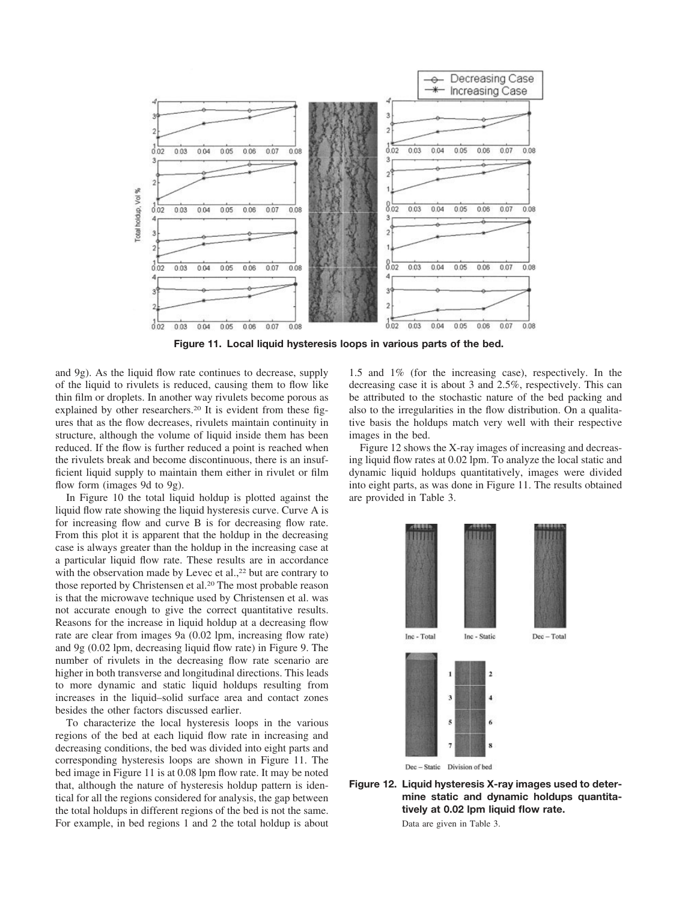Decreasing Case
Increasing Case

Total holdup, Vol %

0.02 0.03 0.04 0.05 0.06 0.07 0.08

**Figure 11. Local liquid hysteresis loops in various parts of the bed.**

and 9g). As the liquid flow rate continues to decrease, supply of the liquid to rivulets is reduced, causing them to flow like thin film or droplets. In another way rivulets become porous as explained by other researchers.[20] It is evident from these figures that as the flow decreases, rivulets maintain continuity in structure, although the volume of liquid inside them has been reduced. If the flow is further reduced a point is reached when the rivulets break and become discontinuous, there is an insufficient liquid supply to maintain them either in rivulet or film flow form (images 9d to 9g).

In Figure 10 the total liquid holdup is plotted against the liquid flow rate showing the liquid hysteresis curve. Curve A is for increasing flow and curve B is for decreasing flow rate. From this plot it is apparent that the holdup in the decreasing case is always greater than the holdup in the increasing case at a particular liquid flow rate. These results are in accordance with the observation made by Levec et al.,[22] but are contrary to those reported by Christensen et al.[20] The most probable reason is that the microwave technique used by Christensen et al. was not accurate enough to give the correct quantitative results. Reasons for the increase in liquid holdup at a decreasing flow rate are clear from images 9a (0.02 lpm, increasing flow rate) and 9g (0.02 lpm, decreasing liquid flow rate) in Figure 9. The number of rivulets in the decreasing flow rate scenario are higher in both transverse and longitudinal directions. This leads to more dynamic and static liquid holdups resulting from increases in the liquid–solid surface area and contact zones besides the other factors discussed earlier.

To characterize the local hysteresis loops in the various regions of the bed at each liquid flow rate in increasing and decreasing conditions, the bed was divided into eight parts and corresponding hysteresis loops are shown in Figure 11. The bed image in Figure 11 is at 0.08 lpm flow rate. It may be noted that, although the nature of hysteresis holdup pattern is identical for all the regions considered for analysis, the gap between the total holdups in different regions of the bed is not the same. For example, in bed regions 1 and 2 the total holdup is about 1.5 and 1% (for the increasing case), respectively. In the decreasing case it is about 3 and 2.5%, respectively. This can be attributed to the stochastic nature of the bed packing and also to the irregularities in the flow distribution. On a qualitative basis the holdups match very well with their respective images in the bed.

Figure 12 shows the X-ray images of increasing and decreasing liquid flow rates at 0.02 lpm. To analyze the local static and dynamic liquid holdups quantitatively, images were divided into eight parts, as was done in Figure 11. The results obtained are provided in Table 3.

Inc - Total Inc - Static Dec – Total

Dec – Static Division of bed

1 2
3 4
5 6
7 8

**Figure 12. Liquid hysteresis X-ray images used to determine static and dynamic holdups quantitatively at 0.02 lpm liquid flow rate.**

Data are given in Table 3.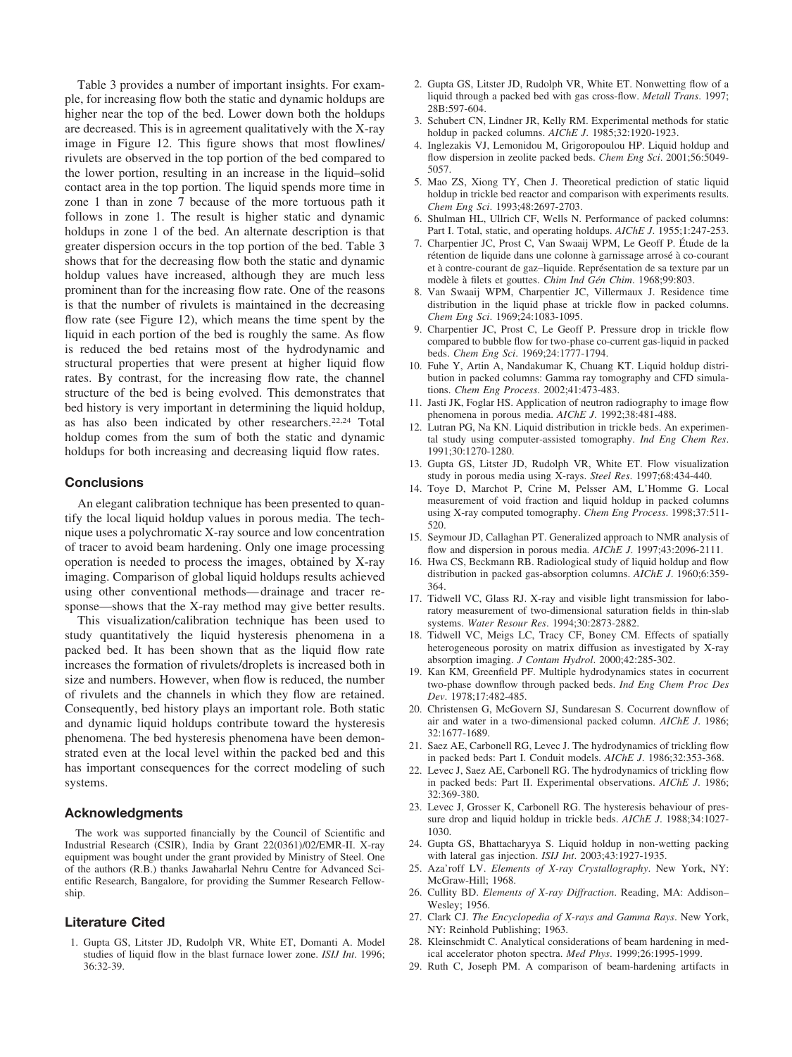Table 3 provides a number of important insights. For example, for increasing flow both the static and dynamic holdups are higher near the top of the bed. Lower down both the holdups are decreased. This is in agreement qualitatively with the X-ray image in Figure 12. This figure shows that most flowlines/rivulets are observed in the top portion of the bed compared to the lower portion, resulting in an increase in the liquid–solid contact area in the top portion. The liquid spends more time in zone 1 than in zone 7 because of the more tortuous path it follows in zone 1. The result is higher static and dynamic holdups in zone 1 of the bed. An alternate description is that greater dispersion occurs in the top portion of the bed. Table 3 shows that for the decreasing flow both the static and dynamic holdup values have increased, although they are much less prominent than for the increasing flow rate. One of the reasons is that the number of rivulets is maintained in the decreasing flow rate (see Figure 12), which means the time spent by the liquid in each portion of the bed is roughly the same. As flow is reduced the bed retains most of the hydrodynamic and structural properties that were present at higher liquid flow rates. By contrast, for the increasing flow rate, the channel structure of the bed is being evolved. This demonstrates that bed history is very important in determining the liquid holdup, as has also been indicated by other researchers.[22,24] Total holdup comes from the sum of both the static and dynamic holdups for both increasing and decreasing liquid flow rates.

## Conclusions

An elegant calibration technique has been presented to quantify the local liquid holdup values in porous media. The technique uses a polychromatic X-ray source and low concentration of tracer to avoid beam hardening. Only one image processing operation is needed to process the images, obtained by X-ray imaging. Comparison of global liquid holdups results achieved using other conventional methods—drainage and tracer response—shows that the X-ray method may give better results.

This visualization/calibration technique has been used to study quantitatively the liquid hysteresis phenomena in a packed bed. It has been shown that as the liquid flow rate increases the formation of rivulets/droplets is increased both in size and numbers. However, when flow is reduced, the number of rivulets and the channels in which they flow are retained. Consequently, bed history plays an important role. Both static and dynamic liquid holdups contribute toward the hysteresis phenomena. The bed hysteresis phenomena have been demonstrated even at the local level within the packed bed and this has important consequences for the correct modeling of such systems.

## Acknowledgments

The work was supported financially by the Council of Scientific and Industrial Research (CSIR), India by Grant 22(0361)/02/EMR-II. X-ray equipment was bought under the grant provided by Ministry of Steel. One of the authors (R.B.) thanks Jawaharlal Nehru Centre for Advanced Scientific Research, Bangalore, for providing the Summer Research Fellowship.

## Literature Cited

1. Gupta GS, Litster JD, Rudolph VR, White ET, Domanti A. Model studies of liquid flow in the blast furnace lower zone. *ISIJ Int*. 1996; 36:32-39.
2. Gupta GS, Litster JD, Rudolph VR, White ET. Nonwetting flow of a liquid through a packed bed with gas cross-flow. *Metall Trans*. 1997; 28B:597-604.
3. Schubert CN, Lindner JR, Kelly RM. Experimental methods for static holdup in packed columns. *AIChE J*. 1985;32:1920-1923.
4. Inglezakis VJ, Lemonidou M, Grigoropoulou HP. Liquid holdup and flow dispersion in zeolite packed beds. *Chem Eng Sci*. 2001;56:5049-5057.
5. Mao ZS, Xiong TY, Chen J. Theoretical prediction of static liquid holdup in trickle bed reactor and comparison with experiments results. *Chem Eng Sci*. 1993;48:2697-2703.
6. Shulman HL, Ullrich CF, Wells N. Performance of packed columns: Part I. Total, static, and operating holdups. *AIChE J*. 1955;1:247-253.
7. Charpentier JC, Prost C, Van Swaaij WPM, Le Geoff P. Étude de la rétention de liquide dans une colonne à garnissage arrosé à co-courant et à contre-courant de gaz–liquide. Représentation de sa texture par un modèle à filets et gouttes. *Chim Ind Gén Chim*. 1968;99:803.
8. Van Swaaij WPM, Charpentier JC, Villermaux J. Residence time distribution in the liquid phase at trickle flow in packed columns. *Chem Eng Sci*. 1969;24:1083-1095.
9. Charpentier JC, Prost C, Le Geoff P. Pressure drop in trickle flow compared to bubble flow for two-phase co-current gas-liquid in packed beds. *Chem Eng Sci*. 1969;24:1777-1794.
10. Fuhe Y, Artin A, Nandakumar K, Chuang KT. Liquid holdup distribution in packed columns: Gamma ray tomography and CFD simulations. *Chem Eng Process*. 2002;41:473-483.
11. Jasti JK, Foglar HS. Application of neutron radiography to image flow phenomena in porous media. *AIChE J*. 1992;38:481-488.
12. Lutran PG, Na KN. Liquid distribution in trickle beds. An experimental study using computer-assisted tomography. *Ind Eng Chem Res*. 1991;30:1270-1280.
13. Gupta GS, Litster JD, Rudolph VR, White ET. Flow visualization study in porous media using X-rays. *Steel Res*. 1997;68:434-440.
14. Toye D, Marchot P, Crine M, Pelsser AM, L'Homme G. Local measurement of void fraction and liquid holdup in packed columns using X-ray computed tomography. *Chem Eng Process*. 1998;37:511-520.
15. Seymour JD, Callaghan PT. Generalized approach to NMR analysis of flow and dispersion in porous media. *AIChE J*. 1997;43:2096-2111.
16. Hwa CS, Beckmann RB. Radiological study of liquid holdup and flow distribution in packed gas-absorption columns. *AIChE J*. 1960;6:359-364.
17. Tidwell VC, Glass RJ. X-ray and visible light transmission for laboratory measurement of two-dimensional saturation fields in thin-slab systems. *Water Resour Res*. 1994;30:2873-2882.
18. Tidwell VC, Meigs LC, Tracy CF, Boney CM. Effects of spatially heterogeneous porosity on matrix diffusion as investigated by X-ray absorption imaging. *J Contam Hydrol*. 2000;42:285-302.
19. Kan KM, Greenfield PF. Multiple hydrodynamics states in cocurrent two-phase downflow through packed beds. *Ind Eng Chem Proc Des Dev*. 1978;17:482-485.
20. Christensen G, McGovern SJ, Sundaresan S. Cocurrent downflow of air and water in a two-dimensional packed column. *AIChE J*. 1986; 32:1677-1689.
21. Saez AE, Carbonell RG, Levec J. The hydrodynamics of trickling flow in packed beds: Part I. Conduit models. *AIChE J*. 1986;32:353-368.
22. Levec J, Saez AE, Carbonell RG. The hydrodynamics of trickling flow in packed beds: Part II. Experimental observations. *AIChE J*. 1986; 32:369-380.
23. Levec J, Grosser K, Carbonell RG. The hysteresis behaviour of pressure drop and liquid holdup in trickle beds. *AIChE J*. 1988;34:1027-1030.
24. Gupta GS, Bhattacharyya S. Liquid holdup in non-wetting packing with lateral gas injection. *ISIJ Int*. 2003;43:1927-1935.
25. Aza'roff LV. *Elements of X-ray Crystallography*. New York, NY: McGraw-Hill; 1968.
26. Cullity BD. *Elements of X-ray Diffraction*. Reading, MA: Addison–Wesley; 1956.
27. Clark CJ. *The Encyclopedia of X-rays and Gamma Rays*. New York, NY: Reinhold Publishing; 1963.
28. Kleinschmidt C. Analytical considerations of beam hardening in medical accelerator photon spectra. *Med Phys*. 1999;26:1995-1999.
29. Ruth C, Joseph PM. A comparison of beam-hardening artifacts in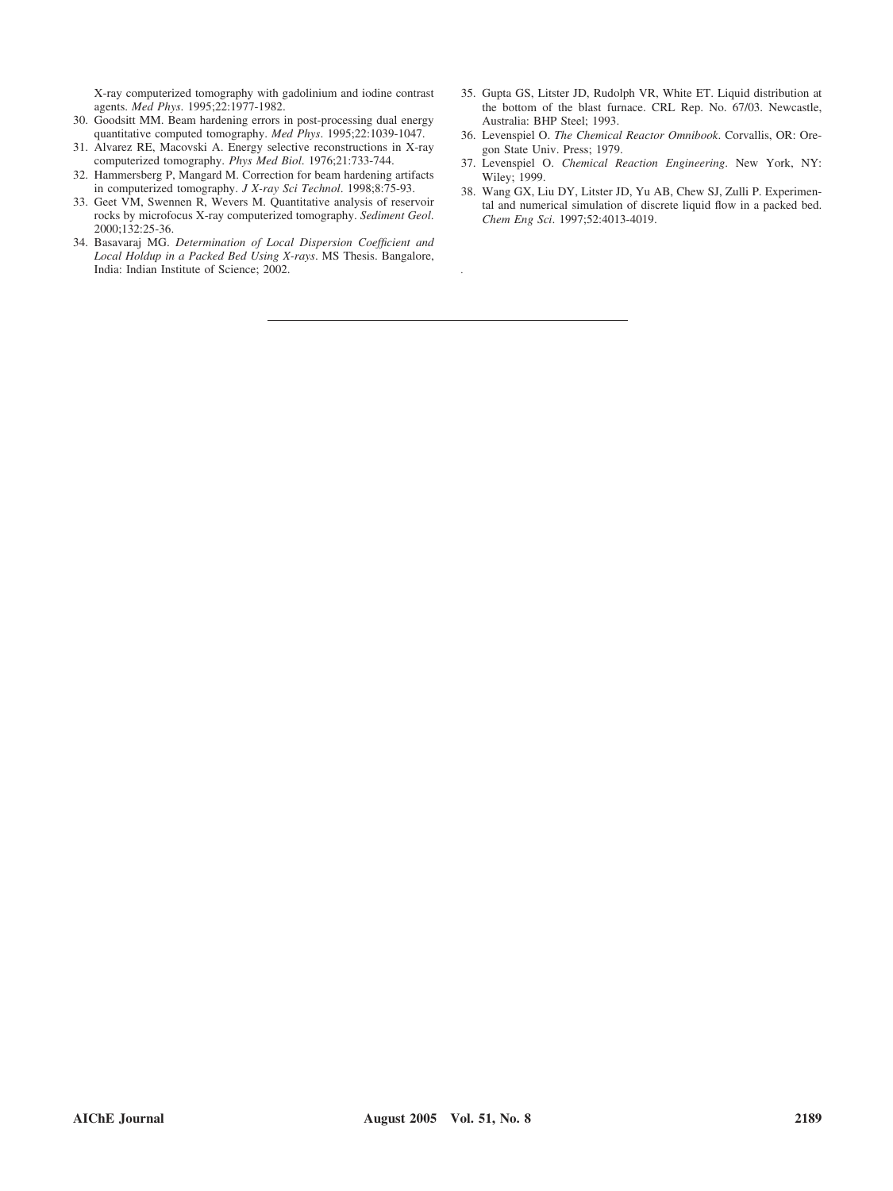X-ray computerized tomography with gadolinium and iodine contrast agents. *Med Phys*. 1995;22:1977-1982.

30. Goodsitt MM. Beam hardening errors in post-processing dual energy quantitative computed tomography. *Med Phys*. 1995;22:1039-1047.
31. Alvarez RE, Macovski A. Energy selective reconstructions in X-ray computerized tomography. *Phys Med Biol*. 1976;21:733-744.
32. Hammersberg P, Mangard M. Correction for beam hardening artifacts in computerized tomography. *J X-ray Sci Technol*. 1998;8:75-93.
33. Geet VM, Swennen R, Wevers M. Quantitative analysis of reservoir rocks by microfocus X-ray computerized tomography. *Sediment Geol*. 2000;132:25-36.
34. Basavaraj MG. *Determination of Local Dispersion Coefficient and Local Holdup in a Packed Bed Using X-rays*. MS Thesis. Bangalore, India: Indian Institute of Science; 2002.
35. Gupta GS, Litster JD, Rudolph VR, White ET. Liquid distribution at the bottom of the blast furnace. CRL Rep. No. 67/03. Newcastle, Australia: BHP Steel; 1993.
36. Levenspiel O. *The Chemical Reactor Omnibook*. Corvallis, OR: Oregon State Univ. Press; 1979.
37. Levenspiel O. *Chemical Reaction Engineering*. New York, NY: Wiley; 1999.
38. Wang GX, Liu DY, Litster JD, Yu AB, Chew SJ, Zulli P. Experimental and numerical simulation of discrete liquid flow in a packed bed. *Chem Eng Sci*. 1997;52:4013-4019.